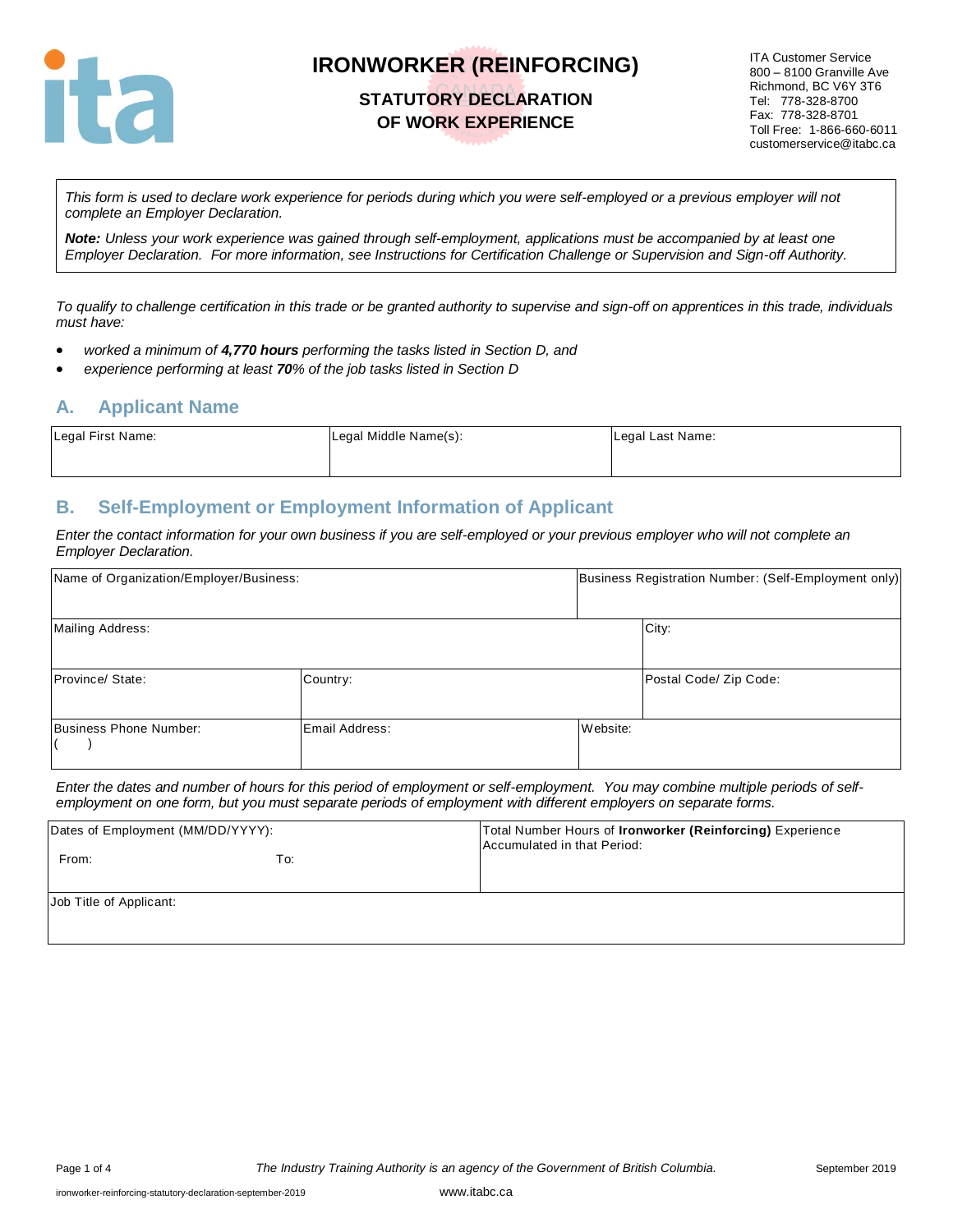# IRONWORKER (REINFORCING)

## STATUTORY DECLARATION OF WORK EXPERIENCE

ITA Customer Service
800 – 8100 Granville Ave
Richmond, BC V6Y 3T6
Tel: 778-328-8700
Fax: 778-328-8701
Toll Free: 1-866-660-6011
customerservice@itabc.ca

*This form is used to declare work experience for periods during which you were self-employed or a previous employer will not complete an Employer Declaration.*

***Note:*** *Unless your work experience was gained through self-employment, applications must be accompanied by at least one Employer Declaration. For more information, see Instructions for Certification Challenge or Supervision and Sign-off Authority.*

*To qualify to challenge certification in this trade or be granted authority to supervise and sign-off on apprentices in this trade, individuals must have:*

- *worked a minimum of **4,770 hours** performing the tasks listed in Section D, and*
- *experience performing at least **70**% of the job tasks listed in Section D*

## A. Applicant Name

| Legal First Name: | Legal Middle Name(s): | Legal Last Name: |
|---|---|---|
| | | |

## B. Self-Employment or Employment Information of Applicant

*Enter the contact information for your own business if you are self-employed or your previous employer who will not complete an Employer Declaration.*

| Name of Organization/Employer/Business: | | Business Registration Number: (Self-Employment only) |
|---|---|---|
| Mailing Address: | | City: |
| Province/ State: | Country: | Postal Code/ Zip Code: |
| Business Phone Number: ( ) | Email Address: | Website: |

*Enter the dates and number of hours for this period of employment or self-employment. You may combine multiple periods of self-employment on one form, but you must separate periods of employment with different employers on separate forms.*

| Dates of Employment (MM/DD/YYYY): From: To: | Total Number Hours of **Ironworker (Reinforcing)** Experience Accumulated in that Period: |
|---|---|
| Job Title of Applicant: | |

The Industry Training Authority is an agency of the Government of British Columbia.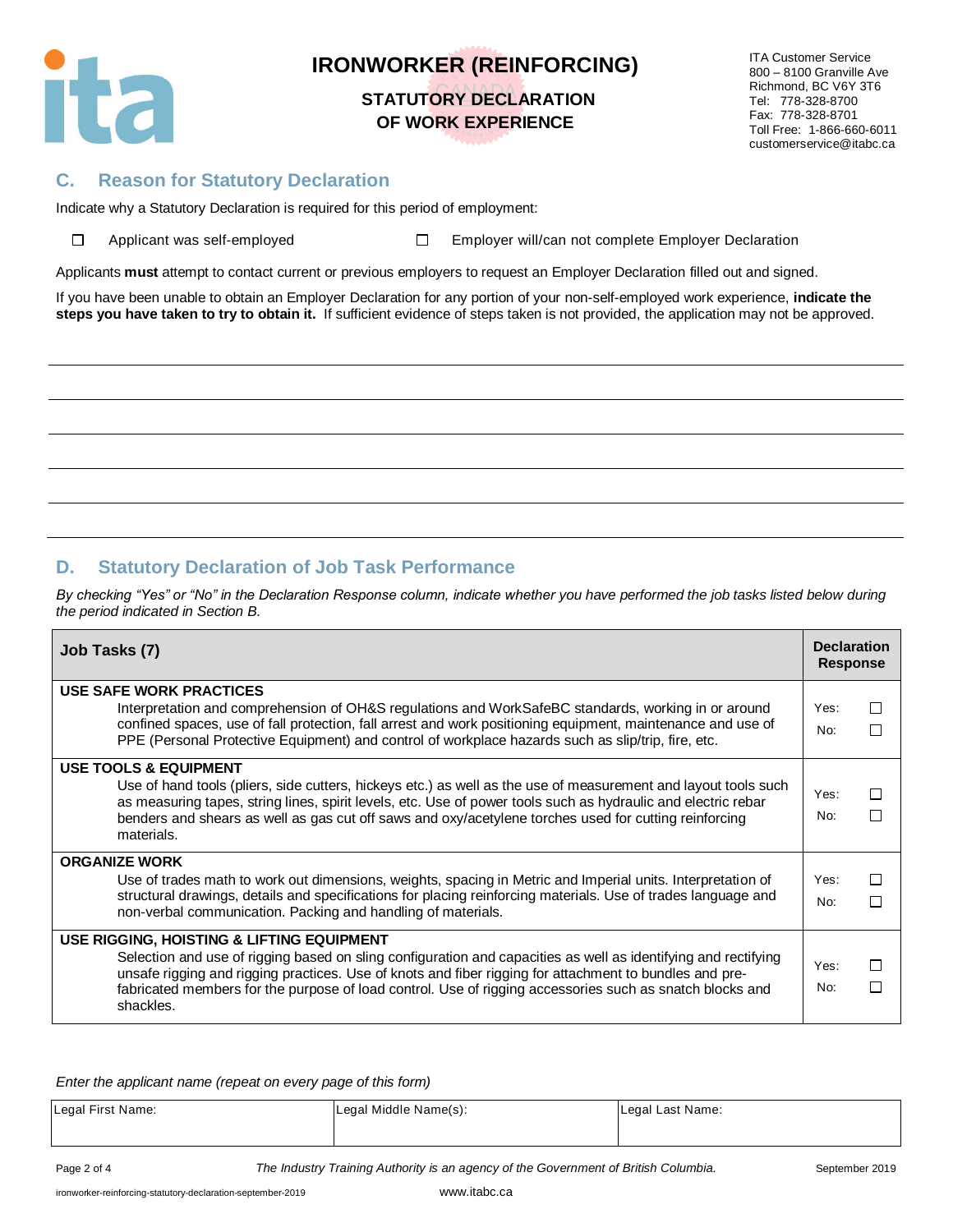# IRONWORKER (REINFORCING)

## STATUTORY DECLARATION OF WORK EXPERIENCE

ITA Customer Service
800 – 8100 Granville Ave
Richmond, BC V6Y 3T6
Tel: 778-328-8700
Fax: 778-328-8701
Toll Free: 1-866-660-6011
customerservice@itabc.ca

## C. Reason for Statutory Declaration

Indicate why a Statutory Declaration is required for this period of employment:

☐ Applicant was self-employed ☐ Employer will/can not complete Employer Declaration

Applicants **must** attempt to contact current or previous employers to request an Employer Declaration filled out and signed.

If you have been unable to obtain an Employer Declaration for any portion of your non-self-employed work experience, **indicate the steps you have taken to try to obtain it.** If sufficient evidence of steps taken is not provided, the application may not be approved.

______________________________________________________________________

______________________________________________________________________

______________________________________________________________________

______________________________________________________________________

______________________________________________________________________

## D. Statutory Declaration of Job Task Performance

*By checking "Yes" or "No" in the Declaration Response column, indicate whether you have performed the job tasks listed below during the period indicated in Section B.*

| Job Tasks (7) | Declaration Response |
|---|---|
| **USE SAFE WORK PRACTICES**<br>Interpretation and comprehension of OH&S regulations and WorkSafeBC standards, working in or around confined spaces, use of fall protection, fall arrest and work positioning equipment, maintenance and use of PPE (Personal Protective Equipment) and control of workplace hazards such as slip/trip, fire, etc. | Yes: ☐<br>No: ☐ |
| **USE TOOLS & EQUIPMENT**<br>Use of hand tools (pliers, side cutters, hickeys etc.) as well as the use of measurement and layout tools such as measuring tapes, string lines, spirit levels, etc. Use of power tools such as hydraulic and electric rebar benders and shears as well as gas cut off saws and oxy/acetylene torches used for cutting reinforcing materials. | Yes: ☐<br>No: ☐ |
| **ORGANIZE WORK**<br>Use of trades math to work out dimensions, weights, spacing in Metric and Imperial units. Interpretation of structural drawings, details and specifications for placing reinforcing materials. Use of trades language and non-verbal communication. Packing and handling of materials. | Yes: ☐<br>No: ☐ |
| **USE RIGGING, HOISTING & LIFTING EQUIPMENT**<br>Selection and use of rigging based on sling configuration and capacities as well as identifying and rectifying unsafe rigging and rigging practices. Use of knots and fiber rigging for attachment to bundles and pre-fabricated members for the purpose of load control. Use of rigging accessories such as snatch blocks and shackles. | Yes: ☐<br>No: ☐ |

*Enter the applicant name (repeat on every page of this form)*

| Legal First Name: | Legal Middle Name(s): | Legal Last Name: |
|---|---|---|
| | | |

*The Industry Training Authority is an agency of the Government of British Columbia.*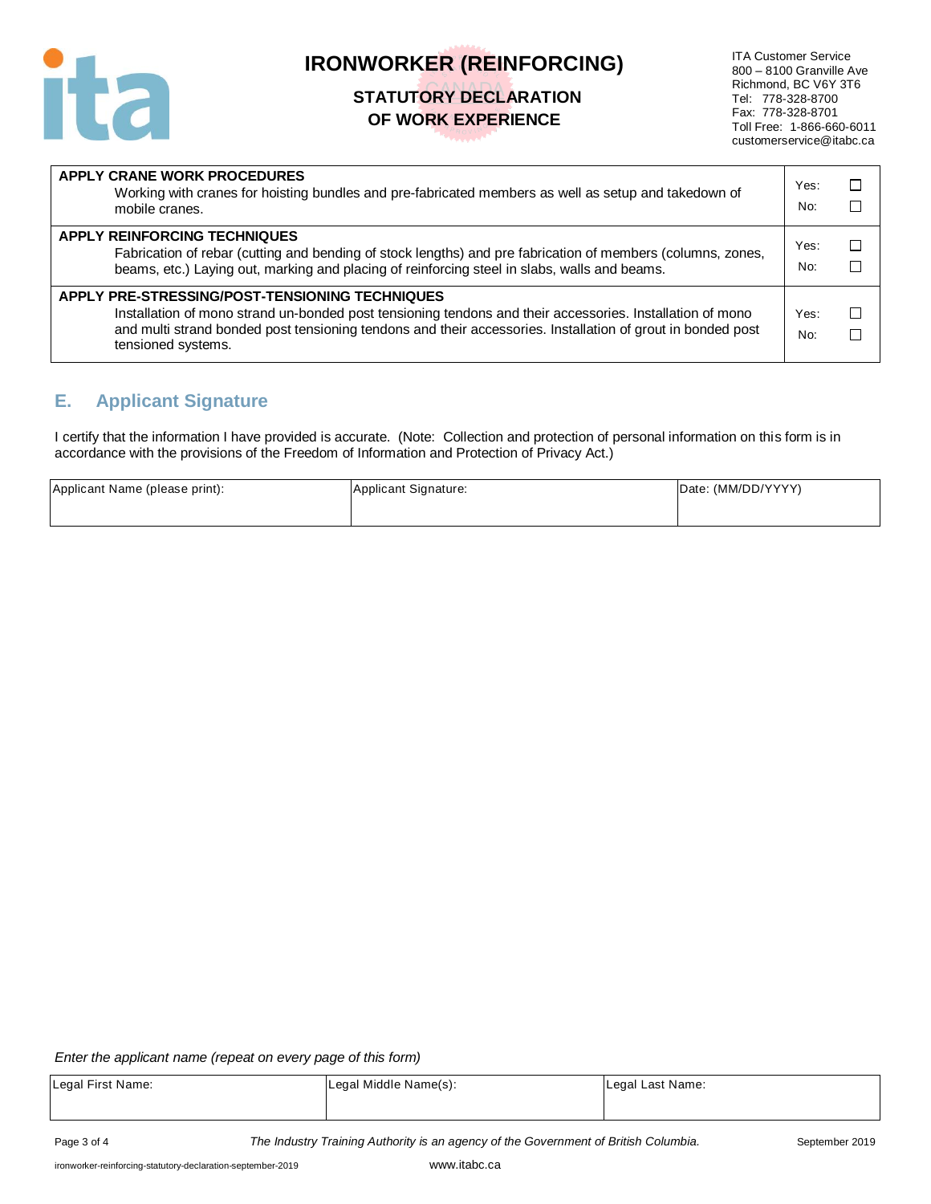# IRONWORKER (REINFORCING)

## STATUTORY DECLARATION OF WORK EXPERIENCE

ITA Customer Service
800 – 8100 Granville Ave
Richmond, BC V6Y 3T6
Tel: 778-328-8700
Fax: 778-328-8701
Toll Free: 1-866-660-6011
customerservice@itabc.ca

| Task | |
|---|---|
| **APPLY CRANE WORK PROCEDURES**<br>Working with cranes for hoisting bundles and pre-fabricated members as well as setup and takedown of mobile cranes. | Yes: ☐<br>No: ☐ |
| **APPLY REINFORCING TECHNIQUES**<br>Fabrication of rebar (cutting and bending of stock lengths) and pre fabrication of members (columns, zones, beams, etc.) Laying out, marking and placing of reinforcing steel in slabs, walls and beams. | Yes: ☐<br>No: ☐ |
| **APPLY PRE-STRESSING/POST-TENSIONING TECHNIQUES**<br>Installation of mono strand un-bonded post tensioning tendons and their accessories. Installation of mono and multi strand bonded post tensioning tendons and their accessories. Installation of grout in bonded post tensioned systems. | Yes: ☐<br>No: ☐ |

## E. Applicant Signature

I certify that the information I have provided is accurate. (Note: Collection and protection of personal information on this form is in accordance with the provisions of the Freedom of Information and Protection of Privacy Act.)

| Applicant Name (please print): | Applicant Signature: | Date: (MM/DD/YYYY) |
|---|---|---|
| | | |

*Enter the applicant name (repeat on every page of this form)*

| Legal First Name: | Legal Middle Name(s): | Legal Last Name: |
|---|---|---|
| | | |

*The Industry Training Authority is an agency of the Government of British Columbia.*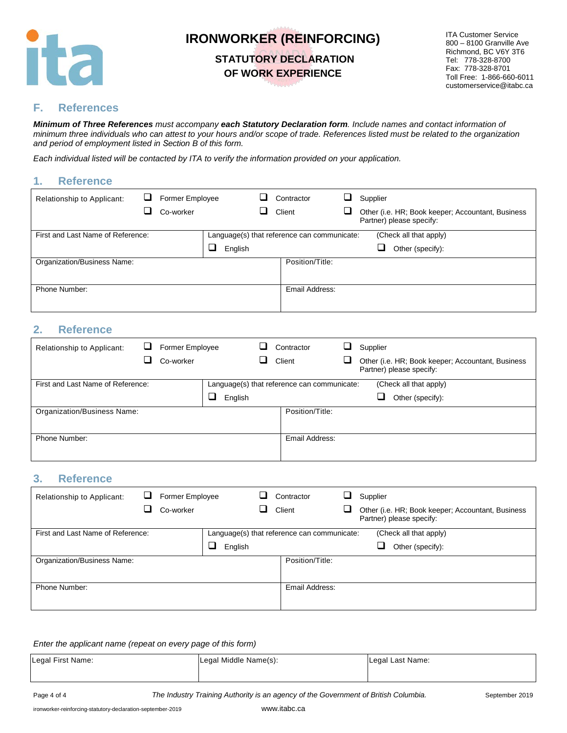# IRONWORKER (REINFORCING)

## STATUTORY DECLARATION OF WORK EXPERIENCE

ITA Customer Service
800 – 8100 Granville Ave
Richmond, BC V6Y 3T6
Tel: 778-328-8700
Fax: 778-328-8701
Toll Free: 1-866-660-6011
customerservice@itabc.ca

## F. References

***Minimum of Three References** must accompany **each Statutory Declaration form**. Include names and contact information of minimum three individuals who can attest to your hours and/or scope of trade. References listed must be related to the organization and period of employment listed in Section B of this form.*

*Each individual listed will be contacted by ITA to verify the information provided on your application.*

### 1. Reference

| | | | |
|---|---|---|---|
| Relationship to Applicant: | ❑ Former Employee ❑ Co-worker | ❑ Contractor ❑ Client | ❑ Supplier ❑ Other (i.e. HR; Book keeper; Accountant, Business Partner) please specify: |
| First and Last Name of Reference: | Language(s) that reference can communicate: ❑ English | (Check all that apply) ❑ Other (specify): | |
| Organization/Business Name: | | Position/Title: | |
| Phone Number: | | Email Address: | |

### 2. Reference

| | | | |
|---|---|---|---|
| Relationship to Applicant: | ❑ Former Employee ❑ Co-worker | ❑ Contractor ❑ Client | ❑ Supplier ❑ Other (i.e. HR; Book keeper; Accountant, Business Partner) please specify: |
| First and Last Name of Reference: | Language(s) that reference can communicate: ❑ English | (Check all that apply) ❑ Other (specify): | |
| Organization/Business Name: | | Position/Title: | |
| Phone Number: | | Email Address: | |

### 3. Reference

| | | | |
|---|---|---|---|
| Relationship to Applicant: | ❑ Former Employee ❑ Co-worker | ❑ Contractor ❑ Client | ❑ Supplier ❑ Other (i.e. HR; Book keeper; Accountant, Business Partner) please specify: |
| First and Last Name of Reference: | Language(s) that reference can communicate: ❑ English | (Check all that apply) ❑ Other (specify): | |
| Organization/Business Name: | | Position/Title: | |
| Phone Number: | | Email Address: | |

*Enter the applicant name (repeat on every page of this form)*

| | | |
|---|---|---|
| Legal First Name: | Legal Middle Name(s): | Legal Last Name: |

*The Industry Training Authority is an agency of the Government of British Columbia.*

September 2019

ironworker-reinforcing-statutory-declaration-september-2019

www.itabc.ca